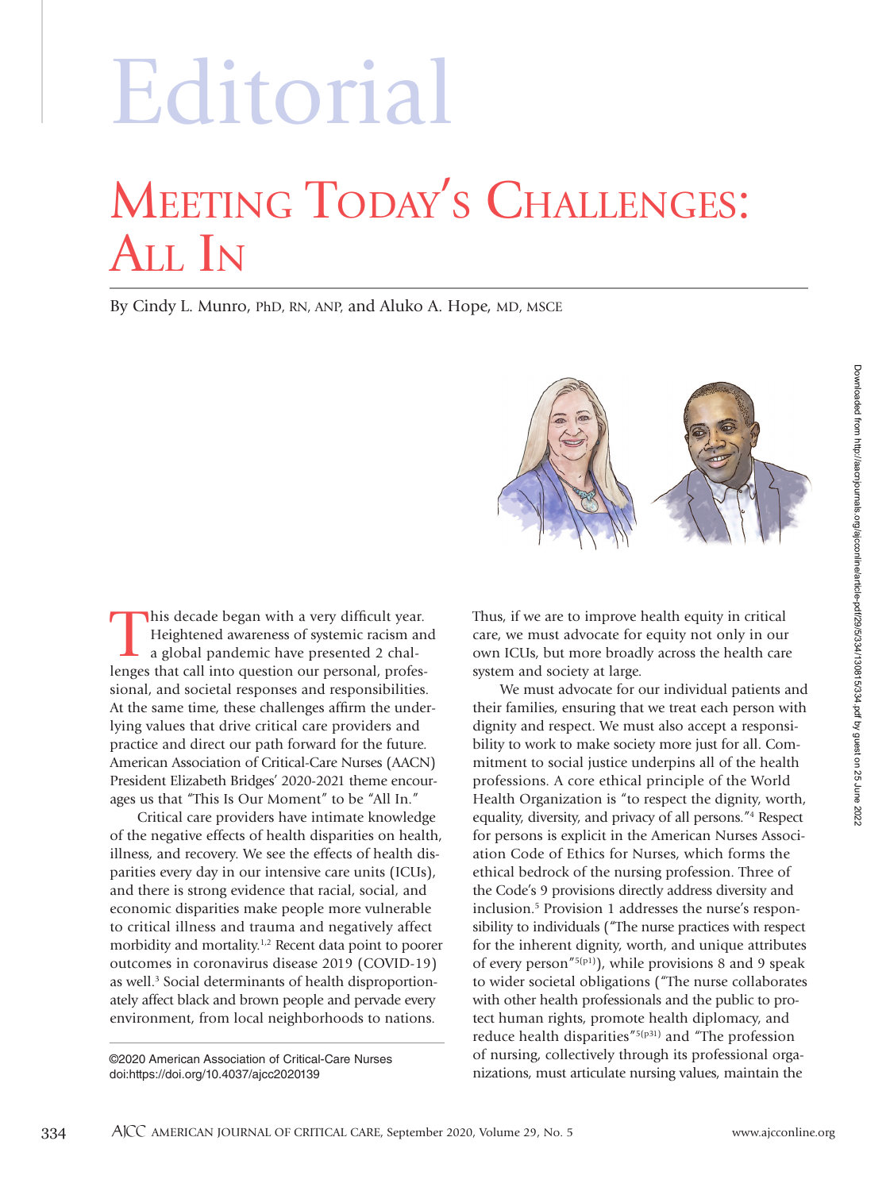# Editorial

## Meeting Today's Challenges: All In

By Cindy L. Munro, PhD, RN, ANP, and Aluko A. Hope, MD, MSCE

This decade began with a very difficult year. Heightened awareness of systemic racism and a global pandemic have presented 2 challenges that call into question our personal, professional, and societal responses and responsibilities. At the same time, these challenges affirm the underlying values that drive critical care providers and practice and direct our path forward for the future. American Association of Critical-Care Nurses (AACN) President Elizabeth Bridges' 2020-2021 theme encourages us that "This Is Our Moment" to be "All In."

Critical care providers have intimate knowledge of the negative effects of health disparities on health, illness, and recovery. We see the effects of health disparities every day in our intensive care units (ICUs), and there is strong evidence that racial, social, and economic disparities make people more vulnerable to critical illness and trauma and negatively affect morbidity and mortality.[1,2] Recent data point to poorer outcomes in coronavirus disease 2019 (COVID-19) as well.[3] Social determinants of health disproportionately affect black and brown people and pervade every environment, from local neighborhoods to nations.

©2020 American Association of Critical-Care Nurses
doi:https://doi.org/10.4037/ajcc2020139

Thus, if we are to improve health equity in critical care, we must advocate for equity not only in our own ICUs, but more broadly across the health care system and society at large.

We must advocate for our individual patients and their families, ensuring that we treat each person with dignity and respect. We must also accept a responsibility to work to make society more just for all. Commitment to social justice underpins all of the health professions. A core ethical principle of the World Health Organization is "to respect the dignity, worth, equality, diversity, and privacy of all persons."[4] Respect for persons is explicit in the American Nurses Association Code of Ethics for Nurses, which forms the ethical bedrock of the nursing profession. Three of the Code's 9 provisions directly address diversity and inclusion.[5] Provision 1 addresses the nurse's responsibility to individuals ("The nurse practices with respect for the inherent dignity, worth, and unique attributes of every person"[5(p1)]), while provisions 8 and 9 speak to wider societal obligations ("The nurse collaborates with other health professionals and the public to protect human rights, promote health diplomacy, and reduce health disparities"[5(p31)] and "The profession of nursing, collectively through its professional organizations, must articulate nursing values, maintain the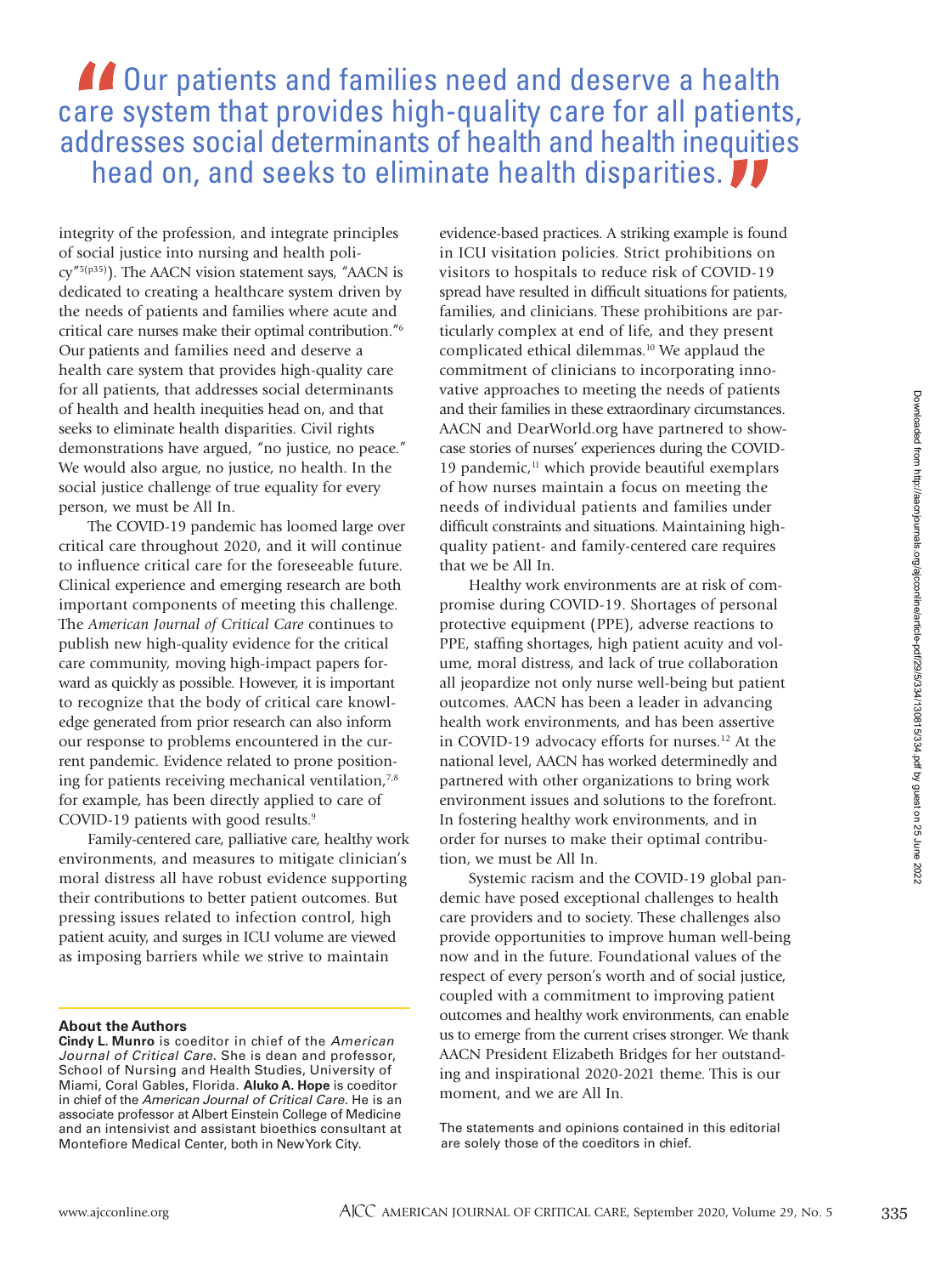> "Our patients and families need and deserve a health care system that provides high-quality care for all patients, addresses social determinants of health and health inequities head on, and seeks to eliminate health disparities."

integrity of the profession, and integrate principles of social justice into nursing and health policy"[5(p35)]). The AACN vision statement says, "AACN is dedicated to creating a healthcare system driven by the needs of patients and families where acute and critical care nurses make their optimal contribution."[6] Our patients and families need and deserve a health care system that provides high-quality care for all patients, that addresses social determinants of health and health inequities head on, and that seeks to eliminate health disparities. Civil rights demonstrations have argued, "no justice, no peace." We would also argue, no justice, no health. In the social justice challenge of true equality for every person, we must be All In.

The COVID-19 pandemic has loomed large over critical care throughout 2020, and it will continue to influence critical care for the foreseeable future. Clinical experience and emerging research are both important components of meeting this challenge. The *American Journal of Critical Care* continues to publish new high-quality evidence for the critical care community, moving high-impact papers forward as quickly as possible. However, it is important to recognize that the body of critical care knowledge generated from prior research can also inform our response to problems encountered in the current pandemic. Evidence related to prone positioning for patients receiving mechanical ventilation,[7,8] for example, has been directly applied to care of COVID-19 patients with good results.[9]

Family-centered care, palliative care, healthy work environments, and measures to mitigate clinician's moral distress all have robust evidence supporting their contributions to better patient outcomes. But pressing issues related to infection control, high patient acuity, and surges in ICU volume are viewed as imposing barriers while we strive to maintain evidence-based practices. A striking example is found in ICU visitation policies. Strict prohibitions on visitors to hospitals to reduce risk of COVID-19 spread have resulted in difficult situations for patients, families, and clinicians. These prohibitions are particularly complex at end of life, and they present complicated ethical dilemmas.[10] We applaud the commitment of clinicians to incorporating innovative approaches to meeting the needs of patients and their families in these extraordinary circumstances. AACN and DearWorld.org have partnered to showcase stories of nurses' experiences during the COVID-19 pandemic,[11] which provide beautiful exemplars of how nurses maintain a focus on meeting the needs of individual patients and families under difficult constraints and situations. Maintaining high-quality patient- and family-centered care requires that we be All In.

Healthy work environments are at risk of compromise during COVID-19. Shortages of personal protective equipment (PPE), adverse reactions to PPE, staffing shortages, high patient acuity and volume, moral distress, and lack of true collaboration all jeopardize not only nurse well-being but patient outcomes. AACN has been a leader in advancing health work environments, and has been assertive in COVID-19 advocacy efforts for nurses.[12] At the national level, AACN has worked determinedly and partnered with other organizations to bring work environment issues and solutions to the forefront. In fostering healthy work environments, and in order for nurses to make their optimal contribution, we must be All In.

Systemic racism and the COVID-19 global pandemic have posed exceptional challenges to health care providers and to society. These challenges also provide opportunities to improve human well-being now and in the future. Foundational values of the respect of every person's worth and of social justice, coupled with a commitment to improving patient outcomes and healthy work environments, can enable us to emerge from the current crises stronger. We thank AACN President Elizabeth Bridges for her outstanding and inspirational 2020-2021 theme. This is our moment, and we are All In.

The statements and opinions contained in this editorial are solely those of the coeditors in chief.

**About the Authors**

**Cindy L. Munro** is coeditor in chief of the *American Journal of Critical Care*. She is dean and professor, School of Nursing and Health Studies, University of Miami, Coral Gables, Florida. **Aluko A. Hope** is coeditor in chief of the *American Journal of Critical Care*. He is an associate professor at Albert Einstein College of Medicine and an intensivist and assistant bioethics consultant at Montefiore Medical Center, both in New York City.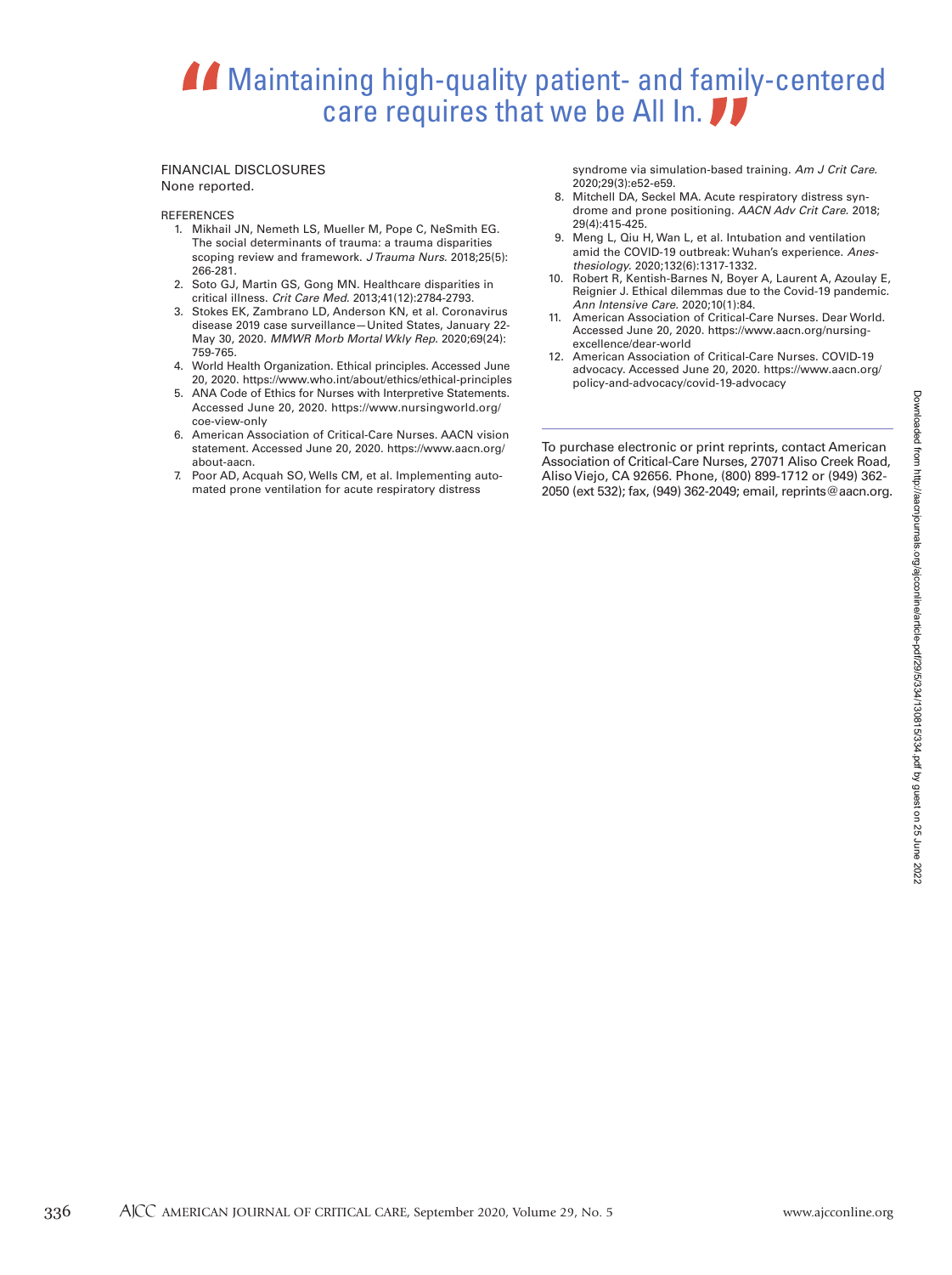> Maintaining high-quality patient- and family-centered care requires that we be All In.

FINANCIAL DISCLOSURES

None reported.

REFERENCES

1. Mikhail JN, Nemeth LS, Mueller M, Pope C, NeSmith EG. The social determinants of trauma: a trauma disparities scoping review and framework. *J Trauma Nurs.* 2018;25(5):266-281.
2. Soto GJ, Martin GS, Gong MN. Healthcare disparities in critical illness. *Crit Care Med.* 2013;41(12):2784-2793.
3. Stokes EK, Zambrano LD, Anderson KN, et al. Coronavirus disease 2019 case surveillance—United States, January 22-May 30, 2020. *MMWR Morb Mortal Wkly Rep.* 2020;69(24):759-765.
4. World Health Organization. Ethical principles. Accessed June 20, 2020. https://www.who.int/about/ethics/ethical-principles
5. ANA Code of Ethics for Nurses with Interpretive Statements. Accessed June 20, 2020. https://www.nursingworld.org/coe-view-only
6. American Association of Critical-Care Nurses. AACN vision statement. Accessed June 20, 2020. https://www.aacn.org/about-aacn.
7. Poor AD, Acquah SO, Wells CM, et al. Implementing automated prone ventilation for acute respiratory distress syndrome via simulation-based training. *Am J Crit Care.* 2020;29(3):e52-e59.
8. Mitchell DA, Seckel MA. Acute respiratory distress syndrome and prone positioning. *AACN Adv Crit Care.* 2018;29(4):415-425.
9. Meng L, Qiu H, Wan L, et al. Intubation and ventilation amid the COVID-19 outbreak: Wuhan's experience. *Anesthesiology.* 2020;132(6):1317-1332.
10. Robert R, Kentish-Barnes N, Boyer A, Laurent A, Azoulay E, Reignier J. Ethical dilemmas due to the Covid-19 pandemic. *Ann Intensive Care.* 2020;10(1):84.
11. American Association of Critical-Care Nurses. Dear World. Accessed June 20, 2020. https://www.aacn.org/nursing-excellence/dear-world
12. American Association of Critical-Care Nurses. COVID-19 advocacy. Accessed June 20, 2020. https://www.aacn.org/policy-and-advocacy/covid-19-advocacy

---

To purchase electronic or print reprints, contact American Association of Critical-Care Nurses, 27071 Aliso Creek Road, Aliso Viejo, CA 92656. Phone, (800) 899-1712 or (949) 362-2050 (ext 532); fax, (949) 362-2049; email, reprints@aacn.org.